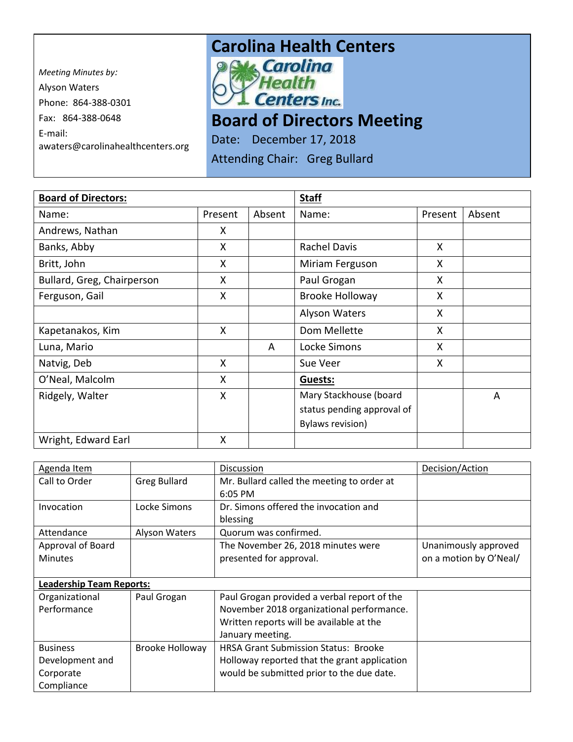Meeting Minutes by:
Alyson Waters
Phone: 864-388-0301
Fax: 864-388-0648
E-mail:
awaters@carolinahealthcenters.org

# Carolina Health Centers

Carolina Health Centers Inc.

# Board of Directors Meeting

Date: December 17, 2018

Attending Chair: Greg Bullard

| **Board of Directors:** | | | **Staff** | | |
|---|---|---|---|---|---|
| Name: | Present | Absent | Name: | Present | Absent |
| Andrews, Nathan | X | | | | |
| Banks, Abby | X | | Rachel Davis | X | |
| Britt, John | X | | Miriam Ferguson | X | |
| Bullard, Greg, Chairperson | X | | Paul Grogan | X | |
| Ferguson, Gail | X | | Brooke Holloway | X | |
| | | | Alyson Waters | X | |
| Kapetanakos, Kim | X | | Dom Mellette | X | |
| Luna, Mario | | A | Locke Simons | X | |
| Natvig, Deb | X | | Sue Veer | X | |
| O'Neal, Malcolm | X | | **Guests:** | | |
| Ridgely, Walter | X | | Mary Stackhouse (board status pending approval of Bylaws revision) | | A |
| Wright, Edward Earl | X | | | | |

| Agenda Item | | Discussion | Decision/Action |
|---|---|---|---|
| Call to Order | Greg Bullard | Mr. Bullard called the meeting to order at 6:05 PM | |
| Invocation | Locke Simons | Dr. Simons offered the invocation and blessing | |
| Attendance | Alyson Waters | Quorum was confirmed. | |
| Approval of Board Minutes | | The November 26, 2018 minutes were presented for approval. | Unanimously approved on a motion by O'Neal/ |
| **Leadership Team Reports:** | | | |
| Organizational Performance | Paul Grogan | Paul Grogan provided a verbal report of the November 2018 organizational performance. Written reports will be available at the January meeting. | |
| Business Development and Corporate Compliance | Brooke Holloway | HRSA Grant Submission Status: Brooke Holloway reported that the grant application would be submitted prior to the due date. | |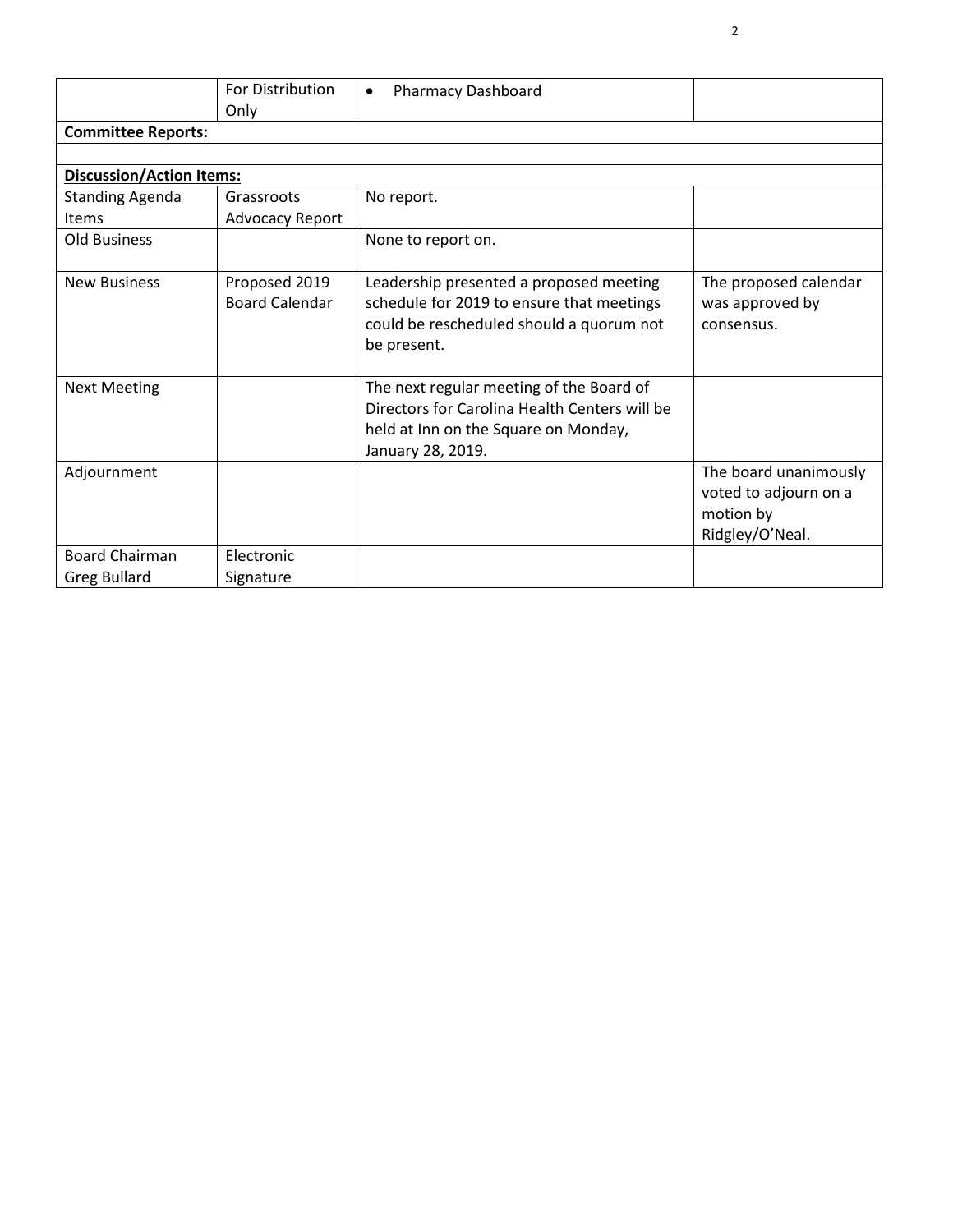| | | | |
|---|---|---|---|
| | For Distribution Only | • Pharmacy Dashboard | |
| **Committee Reports:** | | | |
| | | | |
| **Discussion/Action Items:** | | | |
| Standing Agenda Items | Grassroots Advocacy Report | No report. | |
| Old Business | | None to report on. | |
| New Business | Proposed 2019 Board Calendar | Leadership presented a proposed meeting schedule for 2019 to ensure that meetings could be rescheduled should a quorum not be present. | The proposed calendar was approved by consensus. |
| Next Meeting | | The next regular meeting of the Board of Directors for Carolina Health Centers will be held at Inn on the Square on Monday, January 28, 2019. | |
| Adjournment | | | The board unanimously voted to adjourn on a motion by Ridgley/O'Neal. |
| Board Chairman Greg Bullard | Electronic Signature | | |